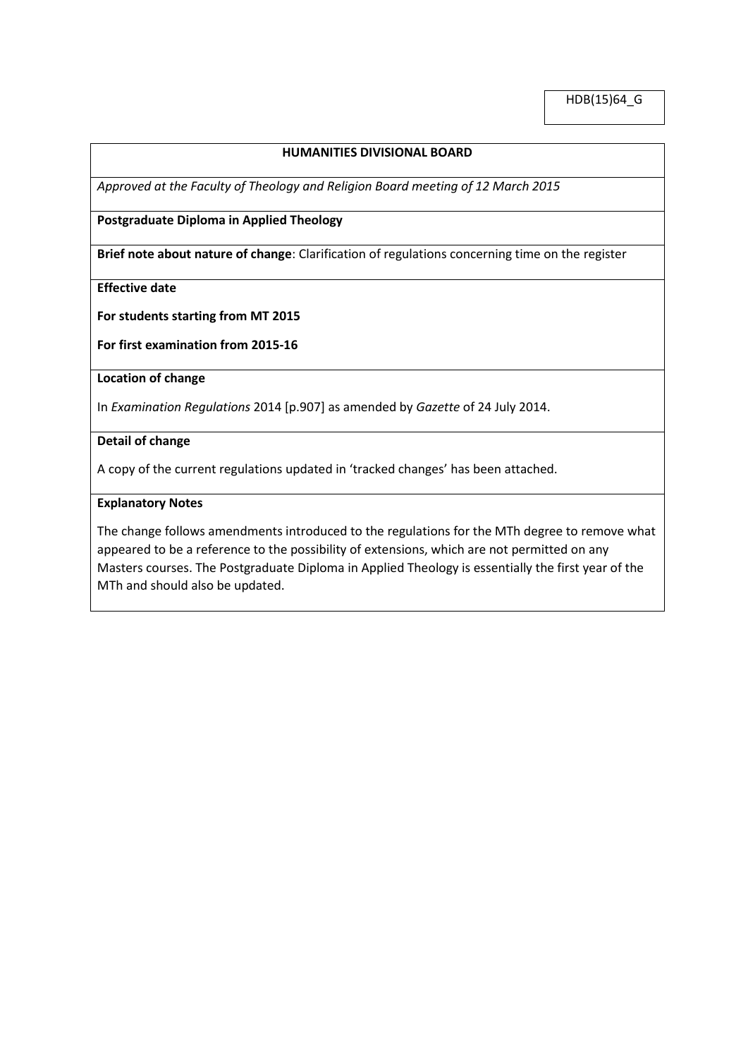HDB(15)64_G

**HUMANITIES DIVISIONAL BOARD**

*Approved at the Faculty of Theology and Religion Board meeting of 12 March 2015*

**Postgraduate Diploma in Applied Theology**

**Brief note about nature of change**: Clarification of regulations concerning time on the register

**Effective date**

**For students starting from MT 2015**

**For first examination from 2015-16**

**Location of change**

In *Examination Regulations* 2014 [p.907] as amended by *Gazette* of 24 July 2014.

**Detail of change**

A copy of the current regulations updated in 'tracked changes' has been attached.

**Explanatory Notes**

The change follows amendments introduced to the regulations for the MTh degree to remove what appeared to be a reference to the possibility of extensions, which are not permitted on any Masters courses. The Postgraduate Diploma in Applied Theology is essentially the first year of the MTh and should also be updated.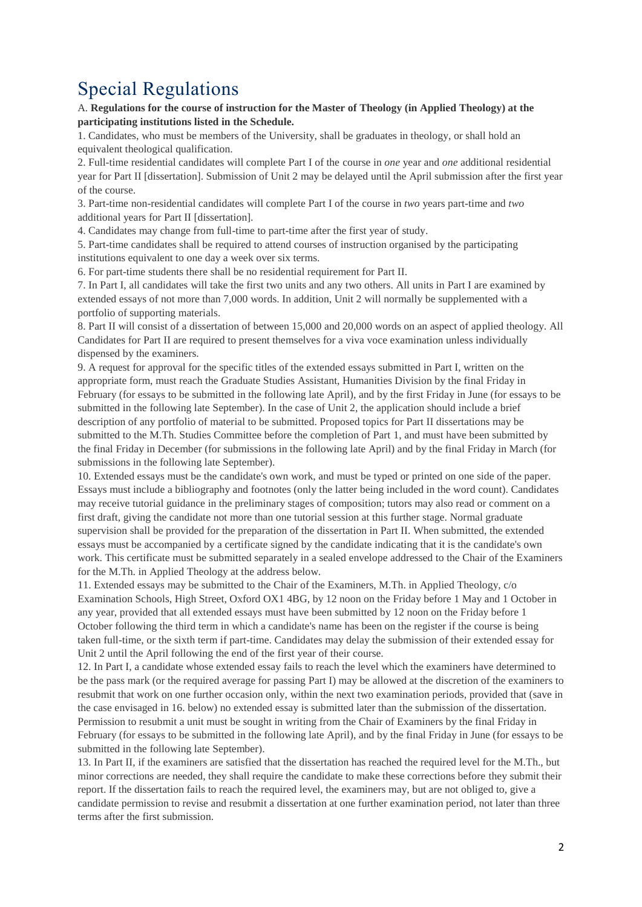# Special Regulations

A. **Regulations for the course of instruction for the Master of Theology (in Applied Theology) at the participating institutions listed in the Schedule.**

1. Candidates, who must be members of the University, shall be graduates in theology, or shall hold an equivalent theological qualification.

2. Full-time residential candidates will complete Part I of the course in *one* year and *one* additional residential year for Part II [dissertation]. Submission of Unit 2 may be delayed until the April submission after the first year of the course.

3. Part-time non-residential candidates will complete Part I of the course in *two* years part-time and *two* additional years for Part II [dissertation].

4. Candidates may change from full-time to part-time after the first year of study.

5. Part-time candidates shall be required to attend courses of instruction organised by the participating institutions equivalent to one day a week over six terms.

6. For part-time students there shall be no residential requirement for Part II.

7. In Part I, all candidates will take the first two units and any two others. All units in Part I are examined by extended essays of not more than 7,000 words. In addition, Unit 2 will normally be supplemented with a portfolio of supporting materials.

8. Part II will consist of a dissertation of between 15,000 and 20,000 words on an aspect of applied theology. All Candidates for Part II are required to present themselves for a viva voce examination unless individually dispensed by the examiners.

9. A request for approval for the specific titles of the extended essays submitted in Part I, written on the appropriate form, must reach the Graduate Studies Assistant, Humanities Division by the final Friday in February (for essays to be submitted in the following late April), and by the first Friday in June (for essays to be submitted in the following late September). In the case of Unit 2, the application should include a brief description of any portfolio of material to be submitted. Proposed topics for Part II dissertations may be submitted to the M.Th. Studies Committee before the completion of Part 1, and must have been submitted by the final Friday in December (for submissions in the following late April) and by the final Friday in March (for submissions in the following late September).

10. Extended essays must be the candidate's own work, and must be typed or printed on one side of the paper. Essays must include a bibliography and footnotes (only the latter being included in the word count). Candidates may receive tutorial guidance in the preliminary stages of composition; tutors may also read or comment on a first draft, giving the candidate not more than one tutorial session at this further stage. Normal graduate supervision shall be provided for the preparation of the dissertation in Part II. When submitted, the extended essays must be accompanied by a certificate signed by the candidate indicating that it is the candidate's own work. This certificate must be submitted separately in a sealed envelope addressed to the Chair of the Examiners for the M.Th. in Applied Theology at the address below.

11. Extended essays may be submitted to the Chair of the Examiners, M.Th. in Applied Theology, c/o Examination Schools, High Street, Oxford OX1 4BG, by 12 noon on the Friday before 1 May and 1 October in any year, provided that all extended essays must have been submitted by 12 noon on the Friday before 1 October following the third term in which a candidate's name has been on the register if the course is being taken full-time, or the sixth term if part-time. Candidates may delay the submission of their extended essay for Unit 2 until the April following the end of the first year of their course.

12. In Part I, a candidate whose extended essay fails to reach the level which the examiners have determined to be the pass mark (or the required average for passing Part I) may be allowed at the discretion of the examiners to resubmit that work on one further occasion only, within the next two examination periods, provided that (save in the case envisaged in 16. below) no extended essay is submitted later than the submission of the dissertation. Permission to resubmit a unit must be sought in writing from the Chair of Examiners by the final Friday in February (for essays to be submitted in the following late April), and by the final Friday in June (for essays to be submitted in the following late September).

13. In Part II, if the examiners are satisfied that the dissertation has reached the required level for the M.Th., but minor corrections are needed, they shall require the candidate to make these corrections before they submit their report. If the dissertation fails to reach the required level, the examiners may, but are not obliged to, give a candidate permission to revise and resubmit a dissertation at one further examination period, not later than three terms after the first submission.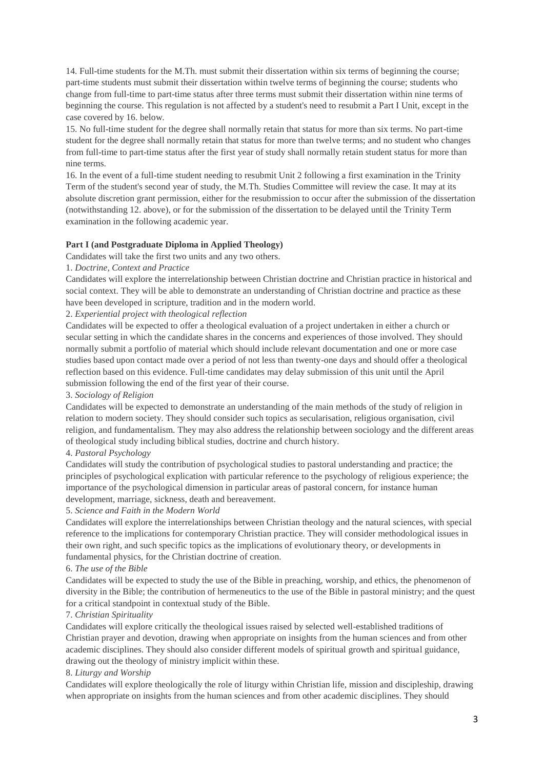14. Full-time students for the M.Th. must submit their dissertation within six terms of beginning the course; part-time students must submit their dissertation within twelve terms of beginning the course; students who change from full-time to part-time status after three terms must submit their dissertation within nine terms of beginning the course. This regulation is not affected by a student's need to resubmit a Part I Unit, except in the case covered by 16. below.

15. No full-time student for the degree shall normally retain that status for more than six terms. No part-time student for the degree shall normally retain that status for more than twelve terms; and no student who changes from full-time to part-time status after the first year of study shall normally retain student status for more than nine terms.

16. In the event of a full-time student needing to resubmit Unit 2 following a first examination in the Trinity Term of the student's second year of study, the M.Th. Studies Committee will review the case. It may at its absolute discretion grant permission, either for the resubmission to occur after the submission of the dissertation (notwithstanding 12. above), or for the submission of the dissertation to be delayed until the Trinity Term examination in the following academic year.

**Part I (and Postgraduate Diploma in Applied Theology)**

Candidates will take the first two units and any two others.

1. *Doctrine, Context and Practice*

Candidates will explore the interrelationship between Christian doctrine and Christian practice in historical and social context. They will be able to demonstrate an understanding of Christian doctrine and practice as these have been developed in scripture, tradition and in the modern world.

2. *Experiential project with theological reflection*

Candidates will be expected to offer a theological evaluation of a project undertaken in either a church or secular setting in which the candidate shares in the concerns and experiences of those involved. They should normally submit a portfolio of material which should include relevant documentation and one or more case studies based upon contact made over a period of not less than twenty-one days and should offer a theological reflection based on this evidence. Full-time candidates may delay submission of this unit until the April submission following the end of the first year of their course.

3. *Sociology of Religion*

Candidates will be expected to demonstrate an understanding of the main methods of the study of religion in relation to modern society. They should consider such topics as secularisation, religious organisation, civil religion, and fundamentalism. They may also address the relationship between sociology and the different areas of theological study including biblical studies, doctrine and church history.

4. *Pastoral Psychology*

Candidates will study the contribution of psychological studies to pastoral understanding and practice; the principles of psychological explication with particular reference to the psychology of religious experience; the importance of the psychological dimension in particular areas of pastoral concern, for instance human development, marriage, sickness, death and bereavement.

5. *Science and Faith in the Modern World*

Candidates will explore the interrelationships between Christian theology and the natural sciences, with special reference to the implications for contemporary Christian practice. They will consider methodological issues in their own right, and such specific topics as the implications of evolutionary theory, or developments in fundamental physics, for the Christian doctrine of creation.

6. *The use of the Bible*

Candidates will be expected to study the use of the Bible in preaching, worship, and ethics, the phenomenon of diversity in the Bible; the contribution of hermeneutics to the use of the Bible in pastoral ministry; and the quest for a critical standpoint in contextual study of the Bible.

7. *Christian Spirituality*

Candidates will explore critically the theological issues raised by selected well-established traditions of Christian prayer and devotion, drawing when appropriate on insights from the human sciences and from other academic disciplines. They should also consider different models of spiritual growth and spiritual guidance, drawing out the theology of ministry implicit within these.

8. *Liturgy and Worship*

Candidates will explore theologically the role of liturgy within Christian life, mission and discipleship, drawing when appropriate on insights from the human sciences and from other academic disciplines. They should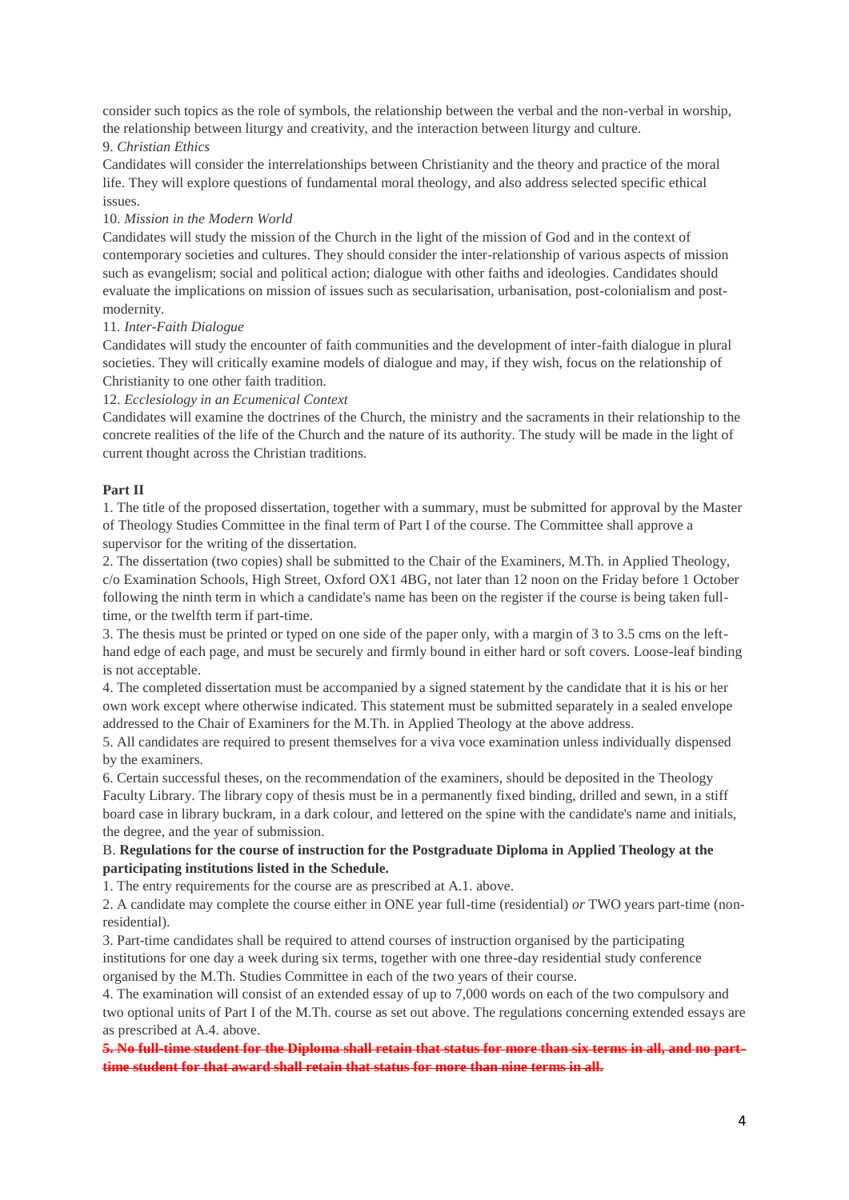consider such topics as the role of symbols, the relationship between the verbal and the non-verbal in worship, the relationship between liturgy and creativity, and the interaction between liturgy and culture.

9. *Christian Ethics*

Candidates will consider the interrelationships between Christianity and the theory and practice of the moral life. They will explore questions of fundamental moral theology, and also address selected specific ethical issues.

10. *Mission in the Modern World*

Candidates will study the mission of the Church in the light of the mission of God and in the context of contemporary societies and cultures. They should consider the inter-relationship of various aspects of mission such as evangelism; social and political action; dialogue with other faiths and ideologies. Candidates should evaluate the implications on mission of issues such as secularisation, urbanisation, post-colonialism and post-modernity.

11. *Inter-Faith Dialogue*

Candidates will study the encounter of faith communities and the development of inter-faith dialogue in plural societies. They will critically examine models of dialogue and may, if they wish, focus on the relationship of Christianity to one other faith tradition.

12. *Ecclesiology in an Ecumenical Context*

Candidates will examine the doctrines of the Church, the ministry and the sacraments in their relationship to the concrete realities of the life of the Church and the nature of its authority. The study will be made in the light of current thought across the Christian traditions.

**Part II**

1. The title of the proposed dissertation, together with a summary, must be submitted for approval by the Master of Theology Studies Committee in the final term of Part I of the course. The Committee shall approve a supervisor for the writing of the dissertation.
2. The dissertation (two copies) shall be submitted to the Chair of the Examiners, M.Th. in Applied Theology, c/o Examination Schools, High Street, Oxford OX1 4BG, not later than 12 noon on the Friday before 1 October following the ninth term in which a candidate's name has been on the register if the course is being taken full-time, or the twelfth term if part-time.
3. The thesis must be printed or typed on one side of the paper only, with a margin of 3 to 3.5 cms on the left-hand edge of each page, and must be securely and firmly bound in either hard or soft covers. Loose-leaf binding is not acceptable.
4. The completed dissertation must be accompanied by a signed statement by the candidate that it is his or her own work except where otherwise indicated. This statement must be submitted separately in a sealed envelope addressed to the Chair of Examiners for the M.Th. in Applied Theology at the above address.
5. All candidates are required to present themselves for a viva voce examination unless individually dispensed by the examiners.
6. Certain successful theses, on the recommendation of the examiners, should be deposited in the Theology Faculty Library. The library copy of thesis must be in a permanently fixed binding, drilled and sewn, in a stiff board case in library buckram, in a dark colour, and lettered on the spine with the candidate's name and initials, the degree, and the year of submission.

B. **Regulations for the course of instruction for the Postgraduate Diploma in Applied Theology at the participating institutions listed in the Schedule.**

1. The entry requirements for the course are as prescribed at A.1. above.
2. A candidate may complete the course either in ONE year full-time (residential) *or* TWO years part-time (non-residential).
3. Part-time candidates shall be required to attend courses of instruction organised by the participating institutions for one day a week during six terms, together with one three-day residential study conference organised by the M.Th. Studies Committee in each of the two years of their course.
4. The examination will consist of an extended essay of up to 7,000 words on each of the two compulsory and two optional units of Part I of the M.Th. course as set out above. The regulations concerning extended essays are as prescribed at A.4. above.

~~**5. No full-time student for the Diploma shall retain that status for more than six terms in all, and no part-time student for that award shall retain that status for more than nine terms in all.**~~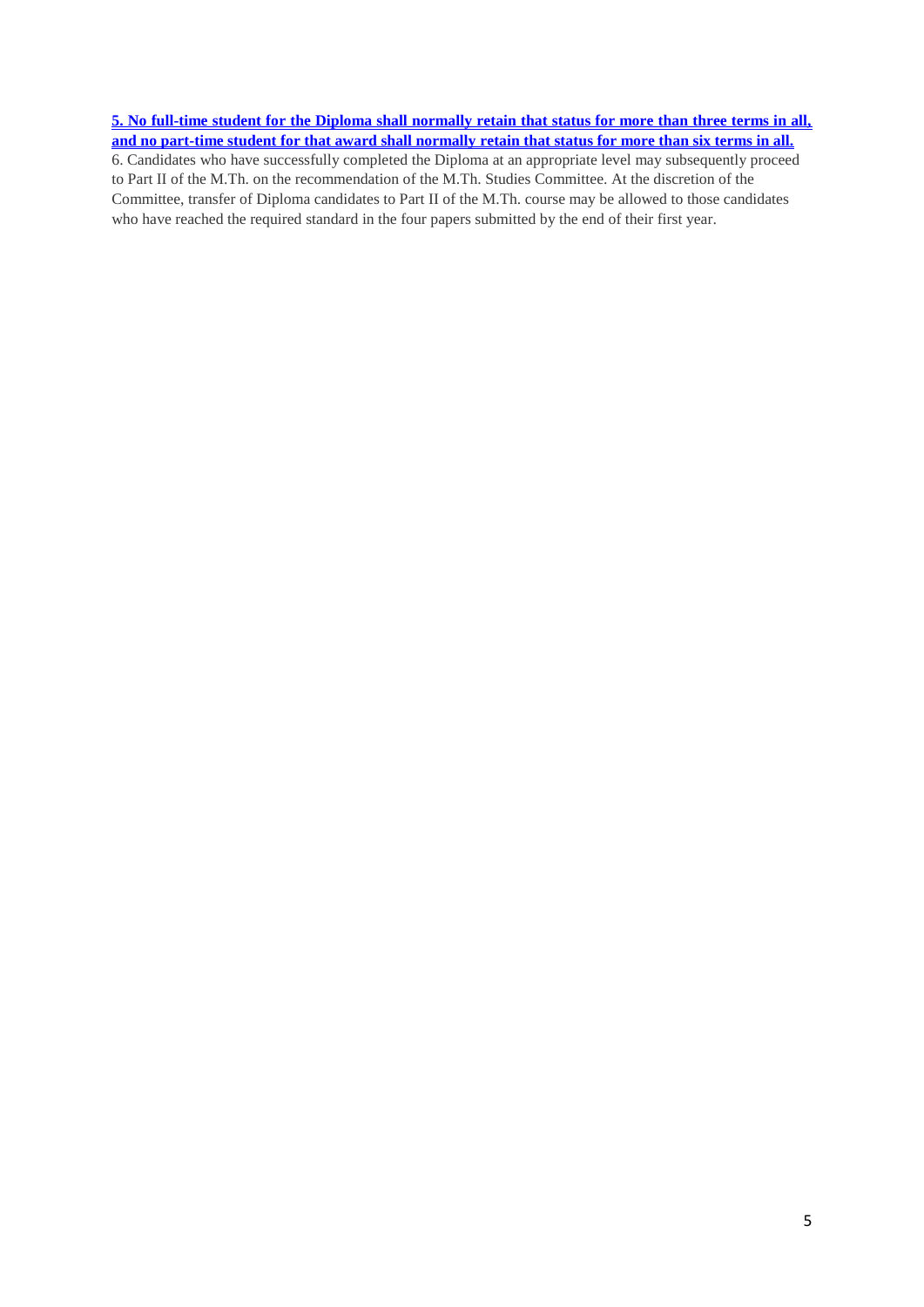**5. No full-time student for the Diploma shall normally retain that status for more than three terms in all, and no part-time student for that award shall normally retain that status for more than six terms in all.**

6. Candidates who have successfully completed the Diploma at an appropriate level may subsequently proceed to Part II of the M.Th. on the recommendation of the M.Th. Studies Committee. At the discretion of the Committee, transfer of Diploma candidates to Part II of the M.Th. course may be allowed to those candidates who have reached the required standard in the four papers submitted by the end of their first year.